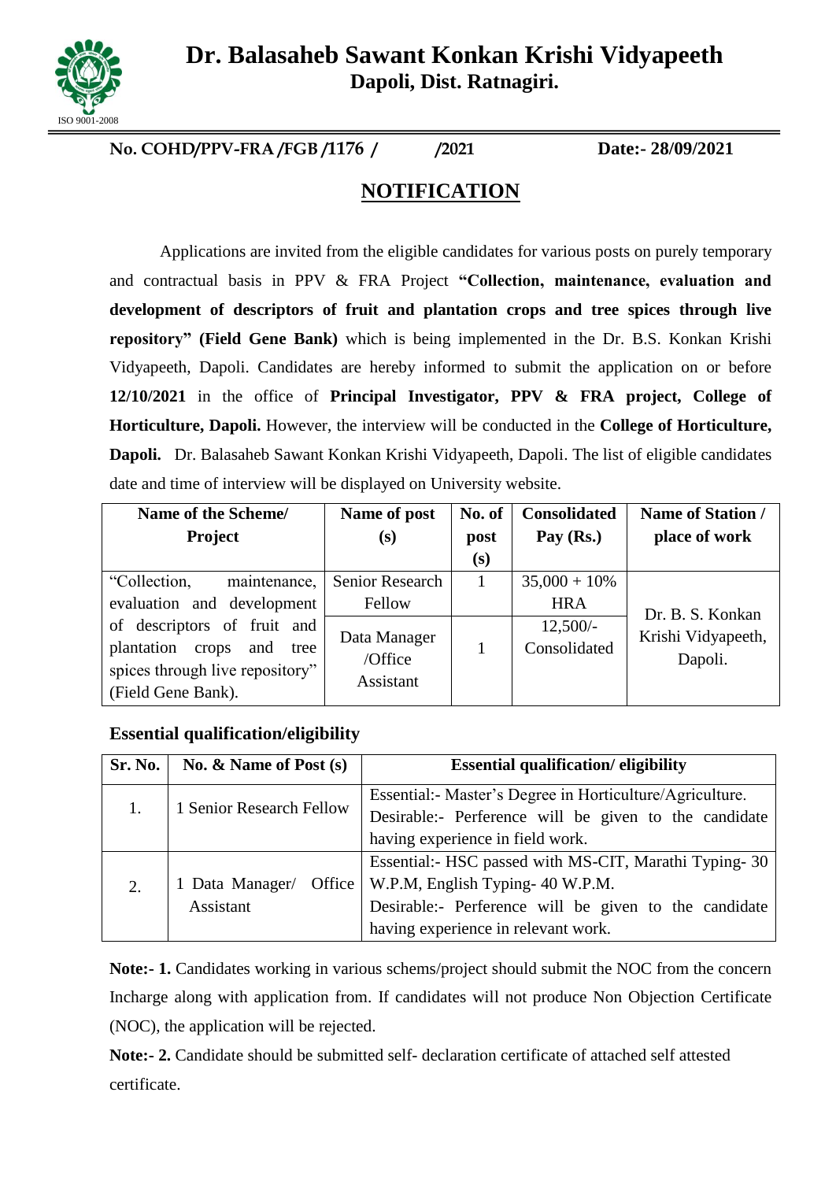# Dr. Balasaheb Sawant Konkan Krishi Vidyapeeth
## Dapoli, Dist. Ratnagiri.

ISO 9001-2008

**No. COHD/PPV-FRA /FGB /1176 / /2021** **Date:- 28/09/2021**

## NOTIFICATION

Applications are invited from the eligible candidates for various posts on purely temporary and contractual basis in PPV & FRA Project **"Collection, maintenance, evaluation and development of descriptors of fruit and plantation crops and tree spices through live repository" (Field Gene Bank)** which is being implemented in the Dr. B.S. Konkan Krishi Vidyapeeth, Dapoli. Candidates are hereby informed to submit the application on or before **12/10/2021** in the office of **Principal Investigator, PPV & FRA project, College of Horticulture, Dapoli.** However, the interview will be conducted in the **College of Horticulture, Dapoli.** Dr. Balasaheb Sawant Konkan Krishi Vidyapeeth, Dapoli. The list of eligible candidates date and time of interview will be displayed on University website.

| Name of the Scheme/ Project | Name of post (s) | No. of post (s) | Consolidated Pay (Rs.) | Name of Station / place of work |
|---|---|---|---|---|
| "Collection, maintenance, evaluation and development of descriptors of fruit and plantation crops and tree spices through live repository" (Field Gene Bank). | Senior Research Fellow | 1 | 35,000 + 10% HRA | Dr. B. S. Konkan Krishi Vidyapeeth, Dapoli. |
| | Data Manager /Office Assistant | 1 | 12,500/- Consolidated | |

**Essential qualification/eligibility**

| Sr. No. | No. & Name of Post (s) | Essential qualification/ eligibility |
|---|---|---|
| 1. | 1 Senior Research Fellow | Essential:- Master's Degree in Horticulture/Agriculture. Desirable:- Perference will be given to the candidate having experience in field work. |
| 2. | 1 Data Manager/ Office Assistant | Essential:- HSC passed with MS-CIT, Marathi Typing- 30 W.P.M, English Typing- 40 W.P.M. Desirable:- Perference will be given to the candidate having experience in relevant work. |

**Note:- 1.** Candidates working in various schems/project should submit the NOC from the concern Incharge along with application from. If candidates will not produce Non Objection Certificate (NOC), the application will be rejected.

**Note:- 2.** Candidate should be submitted self- declaration certificate of attached self attested certificate.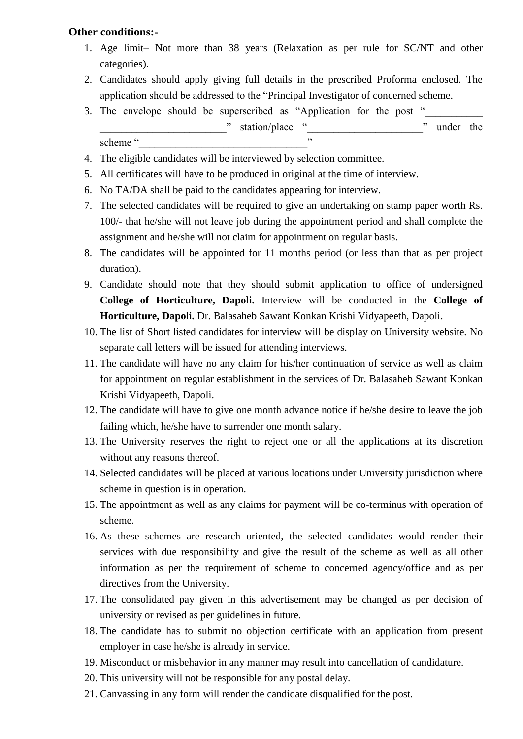**Other conditions:-**

1. Age limit– Not more than 38 years (Relaxation as per rule for SC/NT and other categories).
2. Candidates should apply giving full details in the prescribed Proforma enclosed. The application should be addressed to the "Principal Investigator of concerned scheme.
3. The envelope should be superscribed as "Application for the post "___________ ________________________" station/place "_____________________" under the scheme "________________________________"
4. The eligible candidates will be interviewed by selection committee.
5. All certificates will have to be produced in original at the time of interview.
6. No TA/DA shall be paid to the candidates appearing for interview.
7. The selected candidates will be required to give an undertaking on stamp paper worth Rs. 100/- that he/she will not leave job during the appointment period and shall complete the assignment and he/she will not claim for appointment on regular basis.
8. The candidates will be appointed for 11 months period (or less than that as per project duration).
9. Candidate should note that they should submit application to office of undersigned **College of Horticulture, Dapoli.** Interview will be conducted in the **College of Horticulture, Dapoli.** Dr. Balasaheb Sawant Konkan Krishi Vidyapeeth, Dapoli.
10. The list of Short listed candidates for interview will be display on University website. No separate call letters will be issued for attending interviews.
11. The candidate will have no any claim for his/her continuation of service as well as claim for appointment on regular establishment in the services of Dr. Balasaheb Sawant Konkan Krishi Vidyapeeth, Dapoli.
12. The candidate will have to give one month advance notice if he/she desire to leave the job failing which, he/she have to surrender one month salary.
13. The University reserves the right to reject one or all the applications at its discretion without any reasons thereof.
14. Selected candidates will be placed at various locations under University jurisdiction where scheme in question is in operation.
15. The appointment as well as any claims for payment will be co-terminus with operation of scheme.
16. As these schemes are research oriented, the selected candidates would render their services with due responsibility and give the result of the scheme as well as all other information as per the requirement of scheme to concerned agency/office and as per directives from the University.
17. The consolidated pay given in this advertisement may be changed as per decision of university or revised as per guidelines in future.
18. The candidate has to submit no objection certificate with an application from present employer in case he/she is already in service.
19. Misconduct or misbehavior in any manner may result into cancellation of candidature.
20. This university will not be responsible for any postal delay.
21. Canvassing in any form will render the candidate disqualified for the post.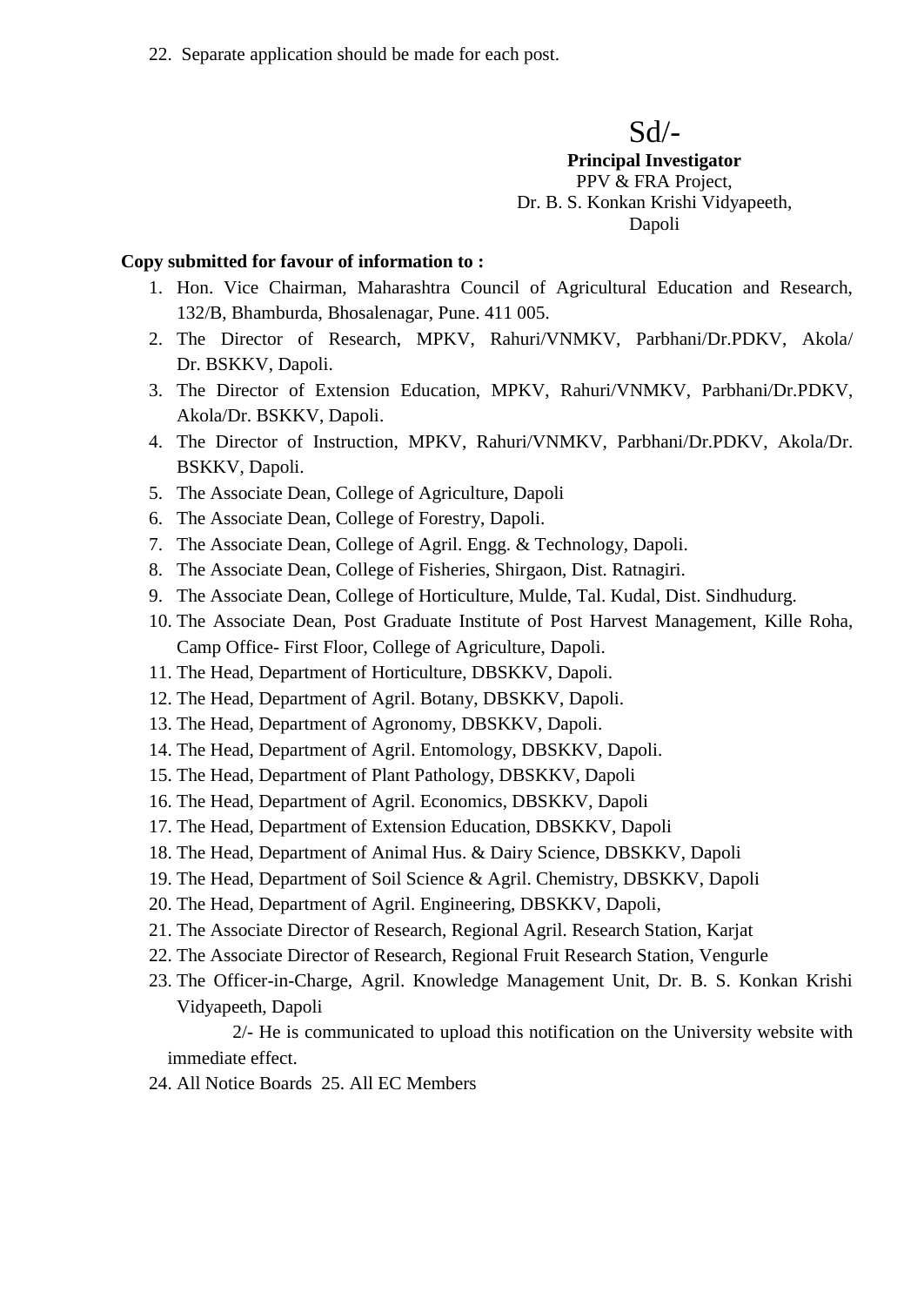22. Separate application should be made for each post.

Sd/-

**Principal Investigator**
PPV & FRA Project,
Dr. B. S. Konkan Krishi Vidyapeeth,
Dapoli

**Copy submitted for favour of information to :**

1. Hon. Vice Chairman, Maharashtra Council of Agricultural Education and Research, 132/B, Bhamburda, Bhosalenagar, Pune. 411 005.
2. The Director of Research, MPKV, Rahuri/VNMKV, Parbhani/Dr.PDKV, Akola/ Dr. BSKKV, Dapoli.
3. The Director of Extension Education, MPKV, Rahuri/VNMKV, Parbhani/Dr.PDKV, Akola/Dr. BSKKV, Dapoli.
4. The Director of Instruction, MPKV, Rahuri/VNMKV, Parbhani/Dr.PDKV, Akola/Dr. BSKKV, Dapoli.
5. The Associate Dean, College of Agriculture, Dapoli
6. The Associate Dean, College of Forestry, Dapoli.
7. The Associate Dean, College of Agril. Engg. & Technology, Dapoli.
8. The Associate Dean, College of Fisheries, Shirgaon, Dist. Ratnagiri.
9. The Associate Dean, College of Horticulture, Mulde, Tal. Kudal, Dist. Sindhudurg.
10. The Associate Dean, Post Graduate Institute of Post Harvest Management, Kille Roha, Camp Office- First Floor, College of Agriculture, Dapoli.
11. The Head, Department of Horticulture, DBSKKV, Dapoli.
12. The Head, Department of Agril. Botany, DBSKKV, Dapoli.
13. The Head, Department of Agronomy, DBSKKV, Dapoli.
14. The Head, Department of Agril. Entomology, DBSKKV, Dapoli.
15. The Head, Department of Plant Pathology, DBSKKV, Dapoli
16. The Head, Department of Agril. Economics, DBSKKV, Dapoli
17. The Head, Department of Extension Education, DBSKKV, Dapoli
18. The Head, Department of Animal Hus. & Dairy Science, DBSKKV, Dapoli
19. The Head, Department of Soil Science & Agril. Chemistry, DBSKKV, Dapoli
20. The Head, Department of Agril. Engineering, DBSKKV, Dapoli,
21. The Associate Director of Research, Regional Agril. Research Station, Karjat
22. The Associate Director of Research, Regional Fruit Research Station, Vengurle
23. The Officer-in-Charge, Agril. Knowledge Management Unit, Dr. B. S. Konkan Krishi Vidyapeeth, Dapoli

    2/- He is communicated to upload this notification on the University website with immediate effect.
24. All Notice Boards 25. All EC Members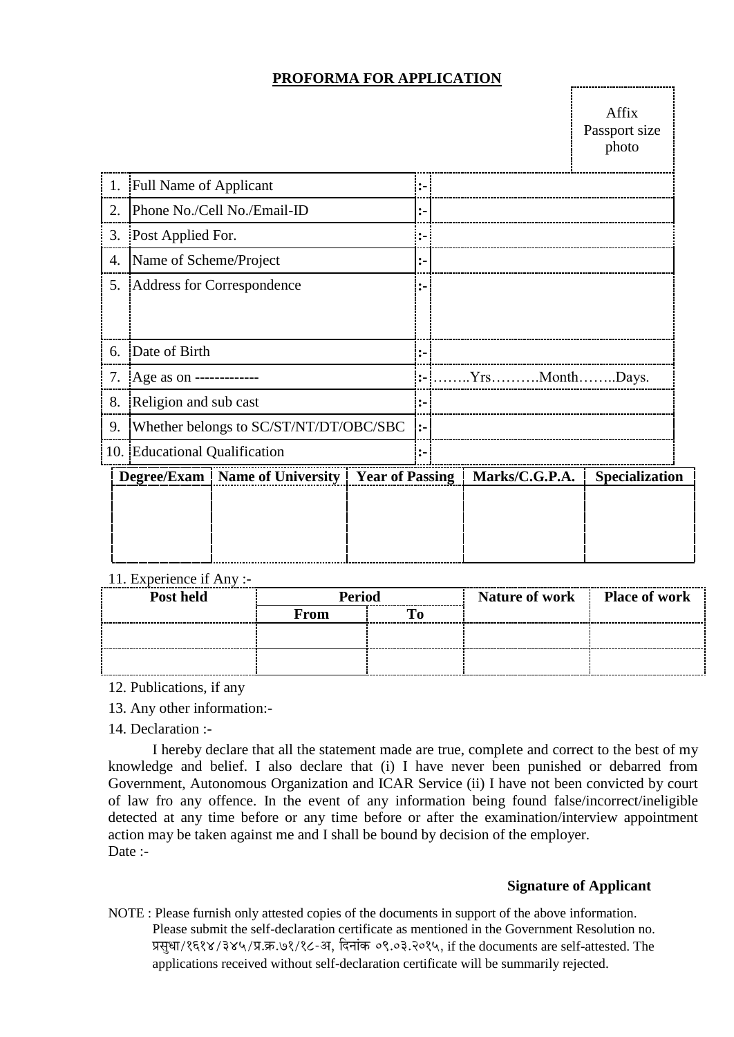## PROFORMA FOR APPLICATION

Affix Passport size photo

| | | | |
|---|---|---|---|
| 1. | Full Name of Applicant | :- | |
| 2. | Phone No./Cell No./Email-ID | :- | |
| 3. | Post Applied For. | :- | |
| 4. | Name of Scheme/Project | :- | |
| 5. | Address for Correspondence | :- | |
| 6. | Date of Birth | :- | |
| 7. | Age as on ------------- | :- | ……..Yrs……….Month……..Days. |
| 8. | Religion and sub cast | :- | |
| 9. | Whether belongs to SC/ST/NT/DT/OBC/SBC | :- | |
| 10. | Educational Qualification | :- | |

| Degree/Exam | Name of University | Year of Passing | Marks/C.G.P.A. | Specialization |
|---|---|---|---|---|
| | | | | |

11. Experience if Any :-

| Post held | Period | | Nature of work | Place of work |
|---|---|---|---|---|
| | From | To | | |
| | | | | |
| | | | | |

12. Publications, if any

13. Any other information:-

14. Declaration :-

I hereby declare that all the statement made are true, complete and correct to the best of my knowledge and belief. I also declare that (i) I have never been punished or debarred from Government, Autonomous Organization and ICAR Service (ii) I have not been convicted by court of law fro any offence. In the event of any information being found false/incorrect/ineligible detected at any time before or any time before or after the examination/interview appointment action may be taken against me and I shall be bound by decision of the employer.

Date :-

**Signature of Applicant**

NOTE : Please furnish only attested copies of the documents in support of the above information. Please submit the self-declaration certificate as mentioned in the Government Resolution no. प्रसुधा/१६१४/३४५/प्र.क्र.७१/१८-अ, दिनांक ०९.०३.२०१५, if the documents are self-attested. The applications received without self-declaration certificate will be summarily rejected.